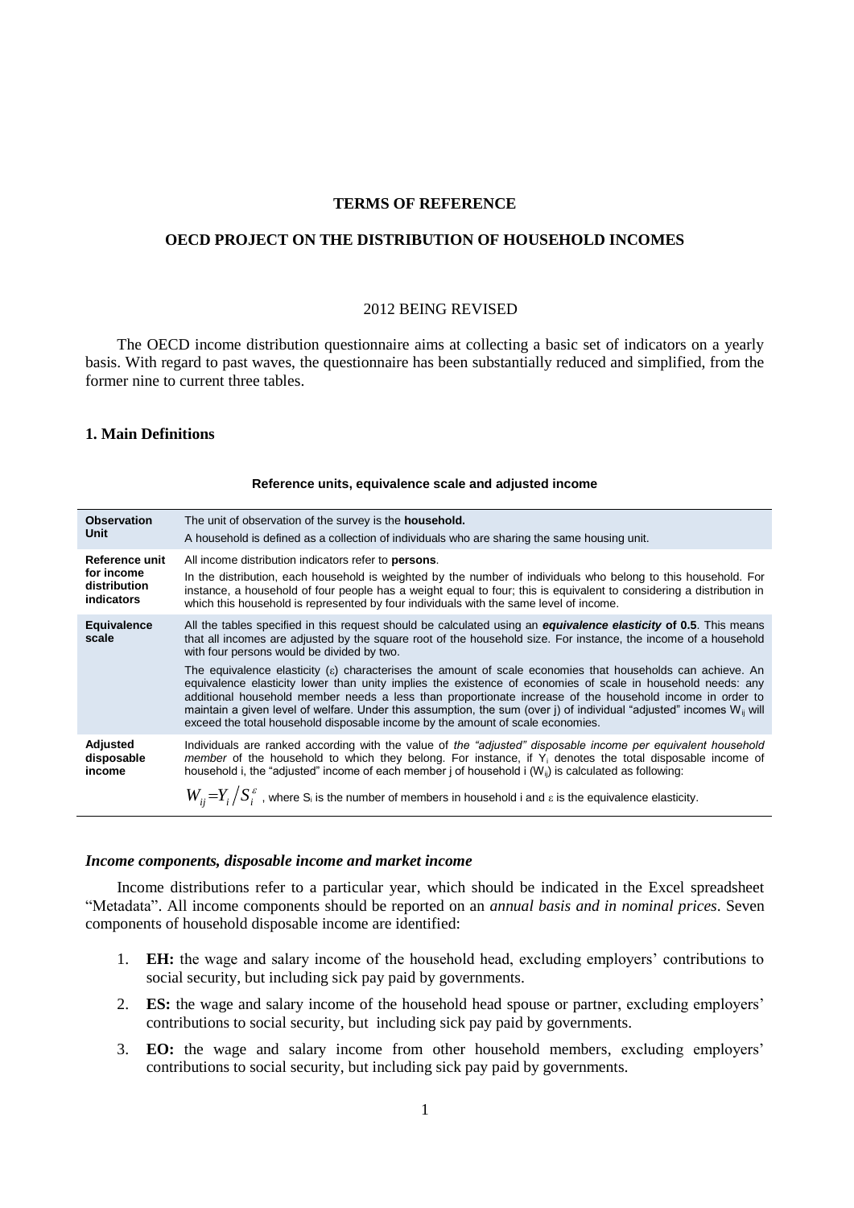**TERMS OF REFERENCE**

**OECD PROJECT ON THE DISTRIBUTION OF HOUSEHOLD INCOMES**

2012 BEING REVISED

The OECD income distribution questionnaire aims at collecting a basic set of indicators on a yearly basis. With regard to past waves, the questionnaire has been substantially reduced and simplified, from the former nine to current three tables.

## 1. Main Definitions

**Reference units, equivalence scale and adjusted income**

| | |
|---|---|
| **Observation Unit** | The unit of observation of the survey is the **household.** A household is defined as a collection of individuals who are sharing the same housing unit. |
| **Reference unit for income distribution indicators** | All income distribution indicators refer to **persons**. In the distribution, each household is weighted by the number of individuals who belong to this household. For instance, a household of four people has a weight equal to four; this is equivalent to considering a distribution in which this household is represented by four individuals with the same level of income. |
| **Equivalence scale** | All the tables specified in this request should be calculated using an ***equivalence elasticity* of 0.5**. This means that all incomes are adjusted by the square root of the household size. For instance, the income of a household with four persons would be divided by two. The equivalence elasticity ($\varepsilon$) characterises the amount of scale economies that households can achieve. An equivalence elasticity lower than unity implies the existence of economies of scale in household needs: any additional household member needs a less than proportionate increase of the household income in order to maintain a given level of welfare. Under this assumption, the sum (over j) of individual "adjusted" incomes $W_{ij}$ will exceed the total household disposable income by the amount of scale economies. |
| **Adjusted disposable income** | Individuals are ranked according with the value of *the "adjusted" disposable income per equivalent household member* of the household to which they belong. For instance, if $Y_i$ denotes the total disposable income of household i, the "adjusted" income of each member j of household i ($W_{ij}$) is calculated as following: $W_{ij} = Y_i / S_i^{\varepsilon}$, where $S_i$ is the number of members in household i and $\varepsilon$ is the equivalence elasticity. |

### *Income components, disposable income and market income*

Income distributions refer to a particular year, which should be indicated in the Excel spreadsheet "Metadata". All income components should be reported on an *annual basis and in nominal prices*. Seven components of household disposable income are identified:

1. **EH:** the wage and salary income of the household head, excluding employers' contributions to social security, but including sick pay paid by governments.
2. **ES:** the wage and salary income of the household head spouse or partner, excluding employers' contributions to social security, but including sick pay paid by governments.
3. **EO:** the wage and salary income from other household members, excluding employers' contributions to social security, but including sick pay paid by governments.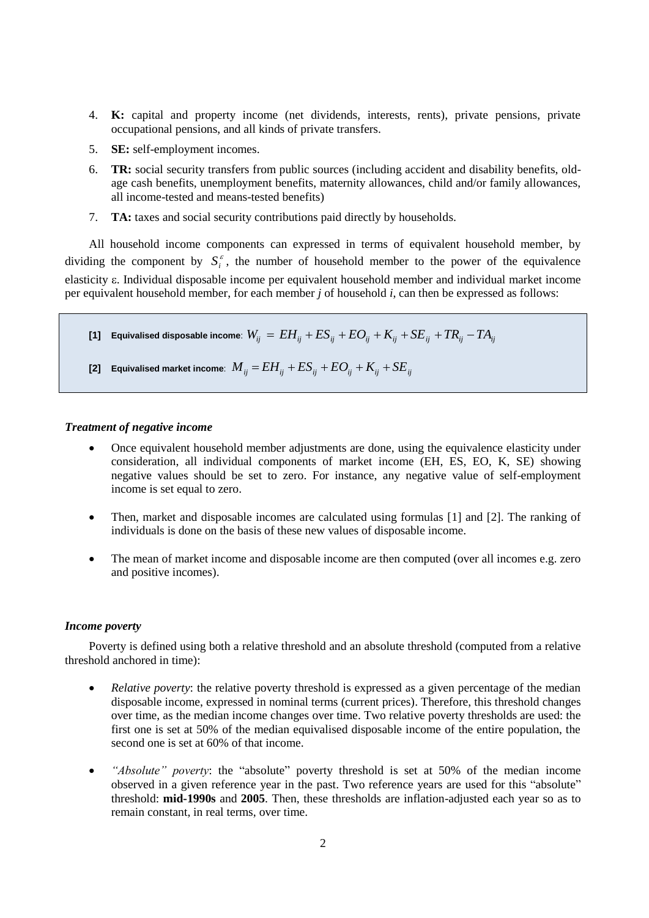4. **K:** capital and property income (net dividends, interests, rents), private pensions, private occupational pensions, and all kinds of private transfers.
5. **SE:** self-employment incomes.
6. **TR:** social security transfers from public sources (including accident and disability benefits, old-age cash benefits, unemployment benefits, maternity allowances, child and/or family allowances, all income-tested and means-tested benefits)
7. **TA:** taxes and social security contributions paid directly by households.

All household income components can expressed in terms of equivalent household member, by dividing the component by $S_i^{\varepsilon}$, the number of household member to the power of the equivalence elasticity ε. Individual disposable income per equivalent household member and individual market income per equivalent household member, for each member *j* of household *i*, can then be expressed as follows:

**[1] Equivalised disposable income**: $W_{ij} = EH_{ij} + ES_{ij} + EO_{ij} + K_{ij} + SE_{ij} + TR_{ij} - TA_{ij}$

**[2] Equivalised market income**: $M_{ij} = EH_{ij} + ES_{ij} + EO_{ij} + K_{ij} + SE_{ij}$

### *Treatment of negative income*

- Once equivalent household member adjustments are done, using the equivalence elasticity under consideration, all individual components of market income (EH, ES, EO, K, SE) showing negative values should be set to zero. For instance, any negative value of self-employment income is set equal to zero.
- Then, market and disposable incomes are calculated using formulas [1] and [2]. The ranking of individuals is done on the basis of these new values of disposable income.
- The mean of market income and disposable income are then computed (over all incomes e.g. zero and positive incomes).

### *Income poverty*

Poverty is defined using both a relative threshold and an absolute threshold (computed from a relative threshold anchored in time):

- *Relative poverty*: the relative poverty threshold is expressed as a given percentage of the median disposable income, expressed in nominal terms (current prices). Therefore, this threshold changes over time, as the median income changes over time. Two relative poverty thresholds are used: the first one is set at 50% of the median equivalised disposable income of the entire population, the second one is set at 60% of that income.
- *"Absolute" poverty*: the "absolute" poverty threshold is set at 50% of the median income observed in a given reference year in the past. Two reference years are used for this "absolute" threshold: **mid-1990s** and **2005**. Then, these thresholds are inflation-adjusted each year so as to remain constant, in real terms, over time.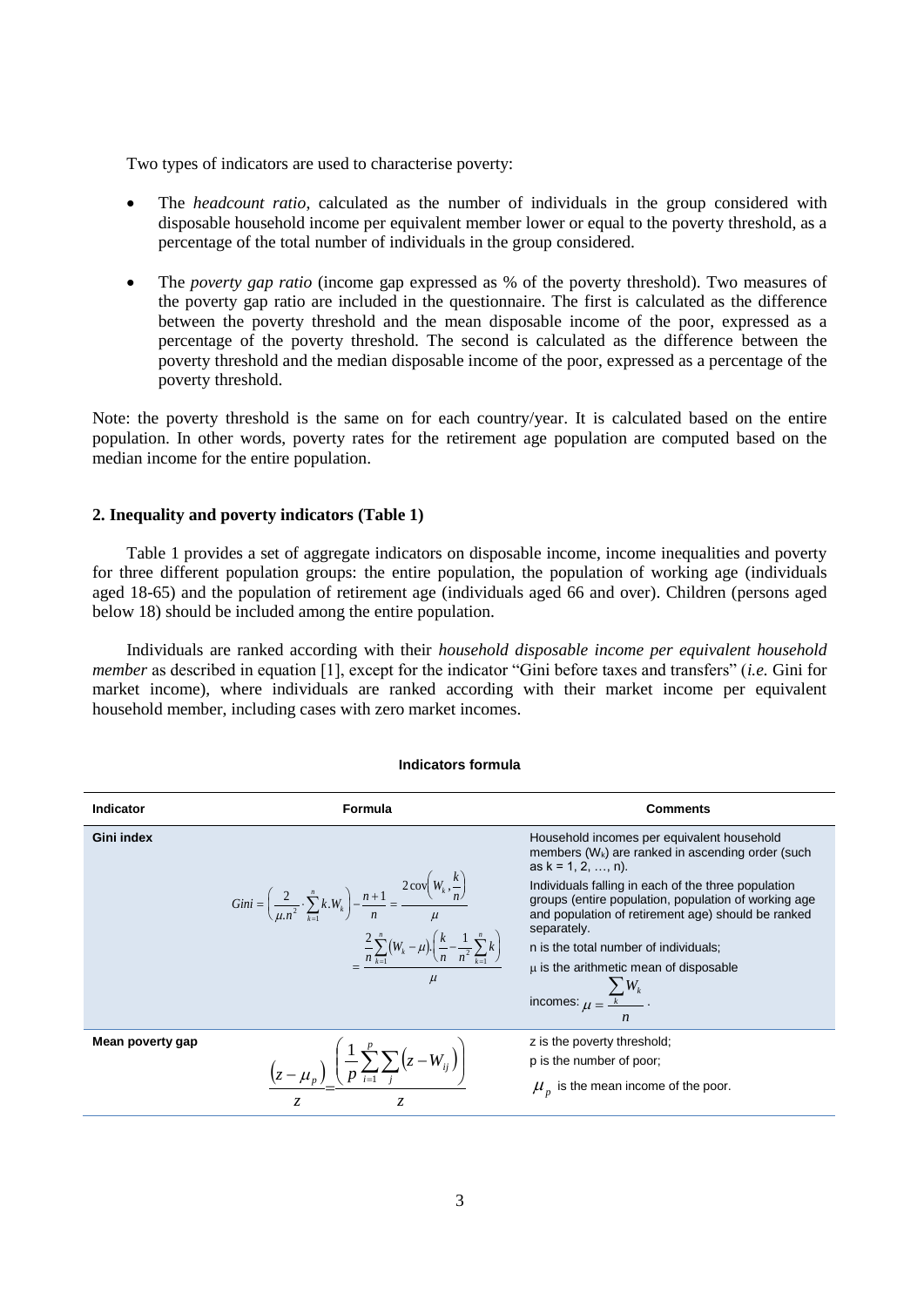Two types of indicators are used to characterise poverty:

- The *headcount ratio*, calculated as the number of individuals in the group considered with disposable household income per equivalent member lower or equal to the poverty threshold, as a percentage of the total number of individuals in the group considered.

- The *poverty gap ratio* (income gap expressed as % of the poverty threshold). Two measures of the poverty gap ratio are included in the questionnaire. The first is calculated as the difference between the poverty threshold and the mean disposable income of the poor, expressed as a percentage of the poverty threshold. The second is calculated as the difference between the poverty threshold and the median disposable income of the poor, expressed as a percentage of the poverty threshold.

Note: the poverty threshold is the same on for each country/year. It is calculated based on the entire population. In other words, poverty rates for the retirement age population are computed based on the median income for the entire population.

## 2. Inequality and poverty indicators (Table 1)

Table 1 provides a set of aggregate indicators on disposable income, income inequalities and poverty for three different population groups: the entire population, the population of working age (individuals aged 18-65) and the population of retirement age (individuals aged 66 and over). Children (persons aged below 18) should be included among the entire population.

Individuals are ranked according with their *household disposable income per equivalent household member* as described in equation [1], except for the indicator "Gini before taxes and transfers" (*i.e.* Gini for market income), where individuals are ranked according with their market income per equivalent household member, including cases with zero market incomes.

**Indicators formula**

| Indicator | Formula | Comments |
|---|---|---|
| **Gini index** | $Gini = \left(\frac{2}{\mu . n^2} \cdot \sum_{k=1}^{n} k . W_k\right) - \frac{n+1}{n} = \frac{2\operatorname{cov}\left(W_k, \frac{k}{n}\right)}{\mu} = \frac{\frac{2}{n}\sum_{k=1}^{n}(W_k - \mu) . \left(\frac{k}{n} - \frac{1}{n^2}\sum_{k=1}^{n} k\right)}{\mu}$ | Household incomes per equivalent household members ($W_k$) are ranked in ascending order (such as k = 1, 2, …, n). Individuals falling in each of the three population groups (entire population, population of working age and population of retirement age) should be ranked separately. n is the total number of individuals; $\mu$ is the arithmetic mean of disposable incomes: $\mu = \frac{\sum_k W_k}{n}$. |
| **Mean poverty gap** | $\frac{(z - \mu_p)}{z} = \frac{\left(\frac{1}{p}\sum_{i=1}^{p}\sum_{j}(z - W_{ij})\right)}{z}$ | z is the poverty threshold; p is the number of poor; $\mu_p$ is the mean income of the poor. |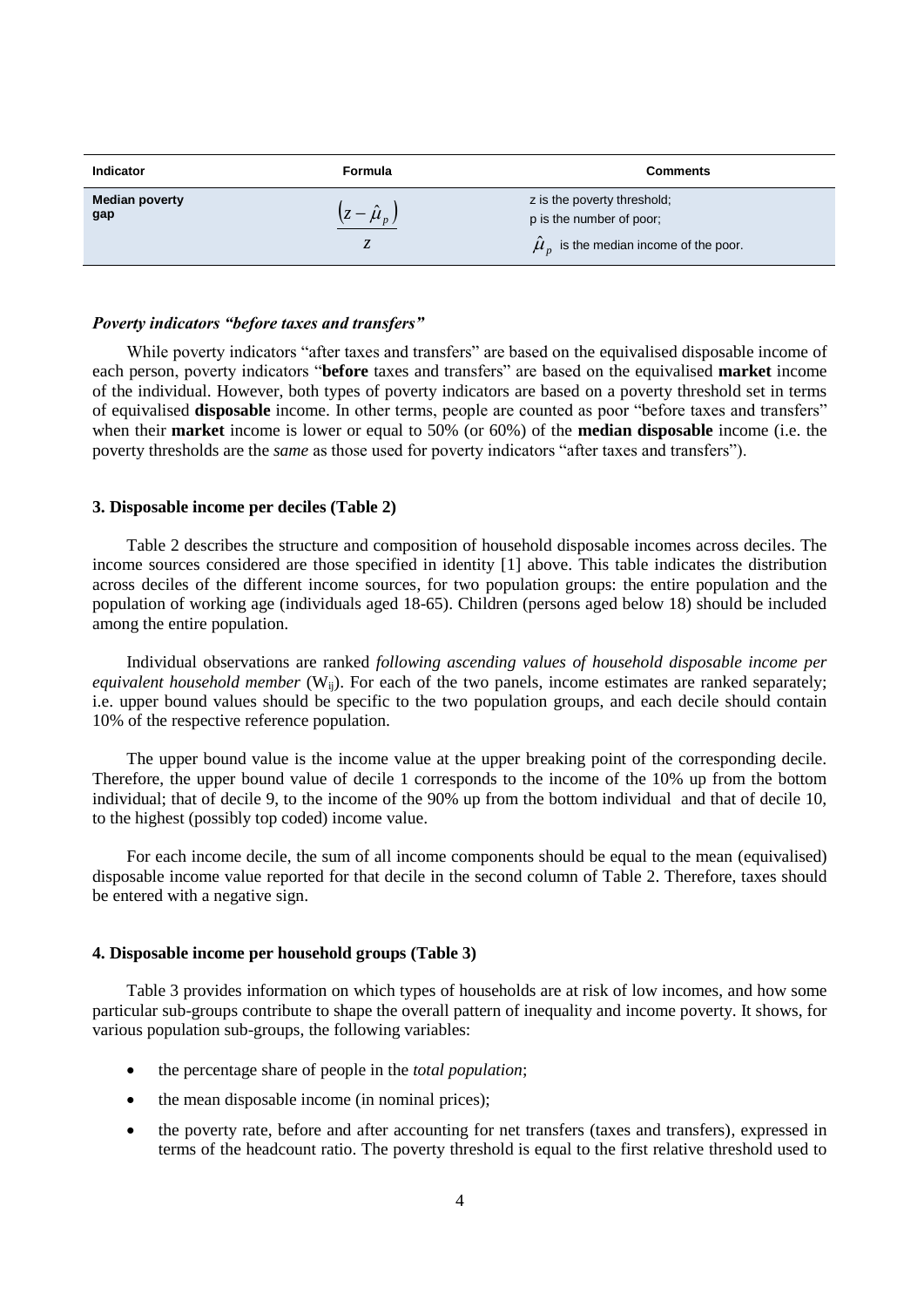| Indicator | Formula | Comments |
| --- | --- | --- |
| **Median poverty gap** | $\frac{(z - \hat{\mu}_p)}{z}$ | z is the poverty threshold; p is the number of poor; $\hat{\mu}_p$ is the median income of the poor. |

***Poverty indicators "before taxes and transfers"***

While poverty indicators "after taxes and transfers" are based on the equivalised disposable income of each person, poverty indicators "**before** taxes and transfers" are based on the equivalised **market** income of the individual. However, both types of poverty indicators are based on a poverty threshold set in terms of equivalised **disposable** income. In other terms, people are counted as poor "before taxes and transfers" when their **market** income is lower or equal to 50% (or 60%) of the **median disposable** income (i.e. the poverty thresholds are the *same* as those used for poverty indicators "after taxes and transfers").

**3. Disposable income per deciles (Table 2)**

Table 2 describes the structure and composition of household disposable incomes across deciles. The income sources considered are those specified in identity [1] above. This table indicates the distribution across deciles of the different income sources, for two population groups: the entire population and the population of working age (individuals aged 18-65). Children (persons aged below 18) should be included among the entire population.

Individual observations are ranked *following ascending values of household disposable income per equivalent household member* ($W_{ij}$). For each of the two panels, income estimates are ranked separately; i.e. upper bound values should be specific to the two population groups, and each decile should contain 10% of the respective reference population.

The upper bound value is the income value at the upper breaking point of the corresponding decile. Therefore, the upper bound value of decile 1 corresponds to the income of the 10% up from the bottom individual; that of decile 9, to the income of the 90% up from the bottom individual and that of decile 10, to the highest (possibly top coded) income value.

For each income decile, the sum of all income components should be equal to the mean (equivalised) disposable income value reported for that decile in the second column of Table 2. Therefore, taxes should be entered with a negative sign.

**4. Disposable income per household groups (Table 3)**

Table 3 provides information on which types of households are at risk of low incomes, and how some particular sub-groups contribute to shape the overall pattern of inequality and income poverty. It shows, for various population sub-groups, the following variables:

- the percentage share of people in the *total population*;
- the mean disposable income (in nominal prices);
- the poverty rate, before and after accounting for net transfers (taxes and transfers), expressed in terms of the headcount ratio. The poverty threshold is equal to the first relative threshold used to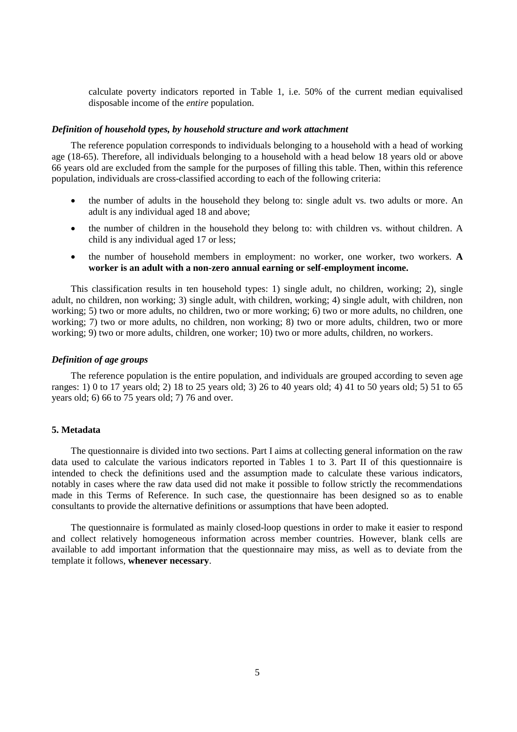calculate poverty indicators reported in Table 1, i.e. 50% of the current median equivalised disposable income of the *entire* population.

***Definition of household types, by household structure and work attachment***

The reference population corresponds to individuals belonging to a household with a head of working age (18-65). Therefore, all individuals belonging to a household with a head below 18 years old or above 66 years old are excluded from the sample for the purposes of filling this table. Then, within this reference population, individuals are cross-classified according to each of the following criteria:

- the number of adults in the household they belong to: single adult vs. two adults or more. An adult is any individual aged 18 and above;
- the number of children in the household they belong to: with children vs. without children. A child is any individual aged 17 or less;
- the number of household members in employment: no worker, one worker, two workers. **A worker is an adult with a non-zero annual earning or self-employment income.**

This classification results in ten household types: 1) single adult, no children, working; 2), single adult, no children, non working; 3) single adult, with children, working; 4) single adult, with children, non working; 5) two or more adults, no children, two or more working; 6) two or more adults, no children, one working; 7) two or more adults, no children, non working; 8) two or more adults, children, two or more working; 9) two or more adults, children, one worker; 10) two or more adults, children, no workers.

***Definition of age groups***

The reference population is the entire population, and individuals are grouped according to seven age ranges: 1) 0 to 17 years old; 2) 18 to 25 years old; 3) 26 to 40 years old; 4) 41 to 50 years old; 5) 51 to 65 years old; 6) 66 to 75 years old; 7) 76 and over.

**5. Metadata**

The questionnaire is divided into two sections. Part I aims at collecting general information on the raw data used to calculate the various indicators reported in Tables 1 to 3. Part II of this questionnaire is intended to check the definitions used and the assumption made to calculate these various indicators, notably in cases where the raw data used did not make it possible to follow strictly the recommendations made in this Terms of Reference. In such case, the questionnaire has been designed so as to enable consultants to provide the alternative definitions or assumptions that have been adopted.

The questionnaire is formulated as mainly closed-loop questions in order to make it easier to respond and collect relatively homogeneous information across member countries. However, blank cells are available to add important information that the questionnaire may miss, as well as to deviate from the template it follows, **whenever necessary**.